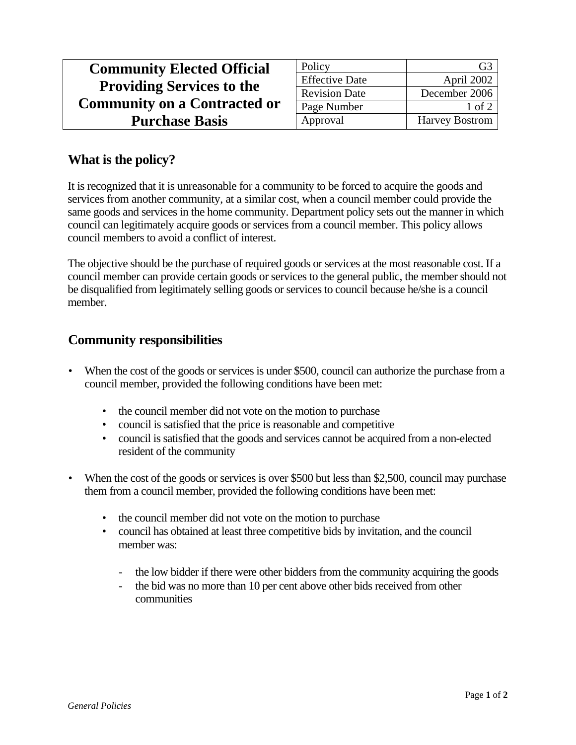| Community Elected Official Providing Services to the Community on a Contracted or Purchase Basis | Policy | G3 |
|---|---|---|
| | Effective Date | April 2002 |
| | Revision Date | December 2006 |
| | Page Number | 1 of 2 |
| | Approval | Harvey Bostrom |

## What is the policy?

It is recognized that it is unreasonable for a community to be forced to acquire the goods and services from another community, at a similar cost, when a council member could provide the same goods and services in the home community. Department policy sets out the manner in which council can legitimately acquire goods or services from a council member. This policy allows council members to avoid a conflict of interest.

The objective should be the purchase of required goods or services at the most reasonable cost. If a council member can provide certain goods or services to the general public, the member should not be disqualified from legitimately selling goods or services to council because he/she is a council member.

## Community responsibilities

- When the cost of the goods or services is under $500, council can authorize the purchase from a council member, provided the following conditions have been met:
  - the council member did not vote on the motion to purchase
  - council is satisfied that the price is reasonable and competitive
  - council is satisfied that the goods and services cannot be acquired from a non-elected resident of the community

- When the cost of the goods or services is over $500 but less than $2,500, council may purchase them from a council member, provided the following conditions have been met:
  - the council member did not vote on the motion to purchase
  - council has obtained at least three competitive bids by invitation, and the council member was:
    - the low bidder if there were other bidders from the community acquiring the goods
    - the bid was no more than 10 per cent above other bids received from other communities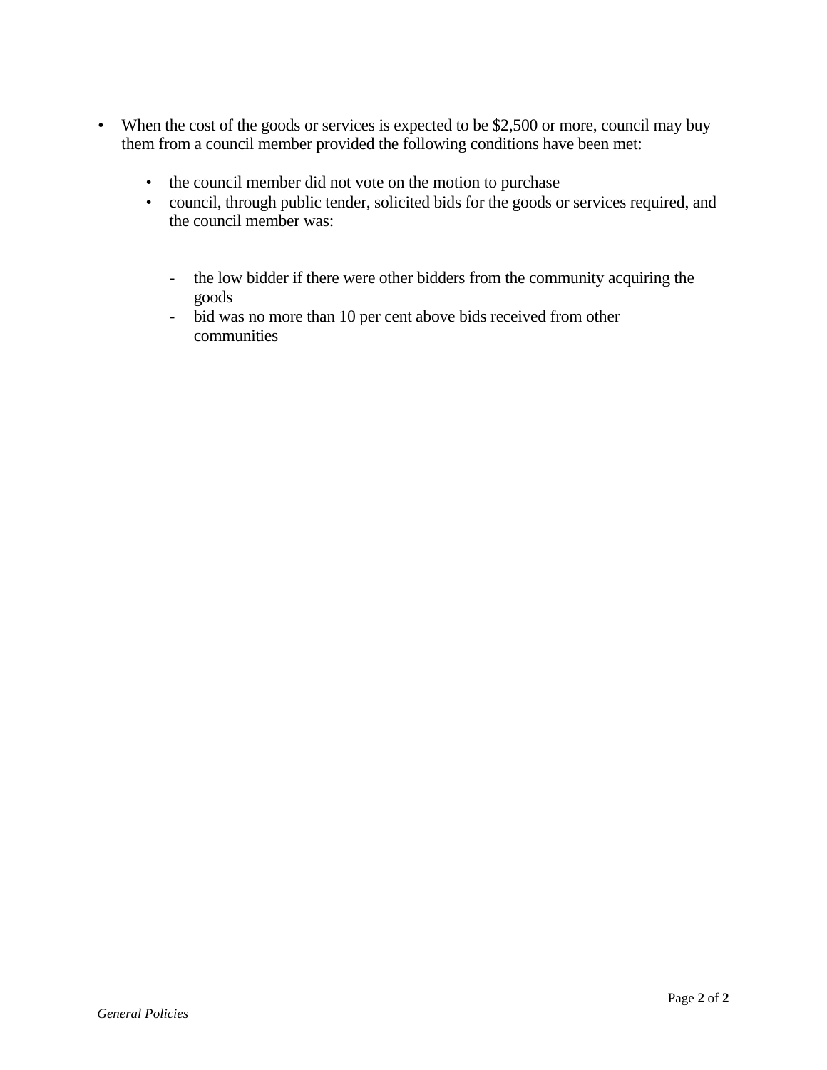- When the cost of the goods or services is expected to be $2,500 or more, council may buy them from a council member provided the following conditions have been met:

  - the council member did not vote on the motion to purchase
  - council, through public tender, solicited bids for the goods or services required, and the council member was:

    - the low bidder if there were other bidders from the community acquiring the goods
    - bid was no more than 10 per cent above bids received from other communities